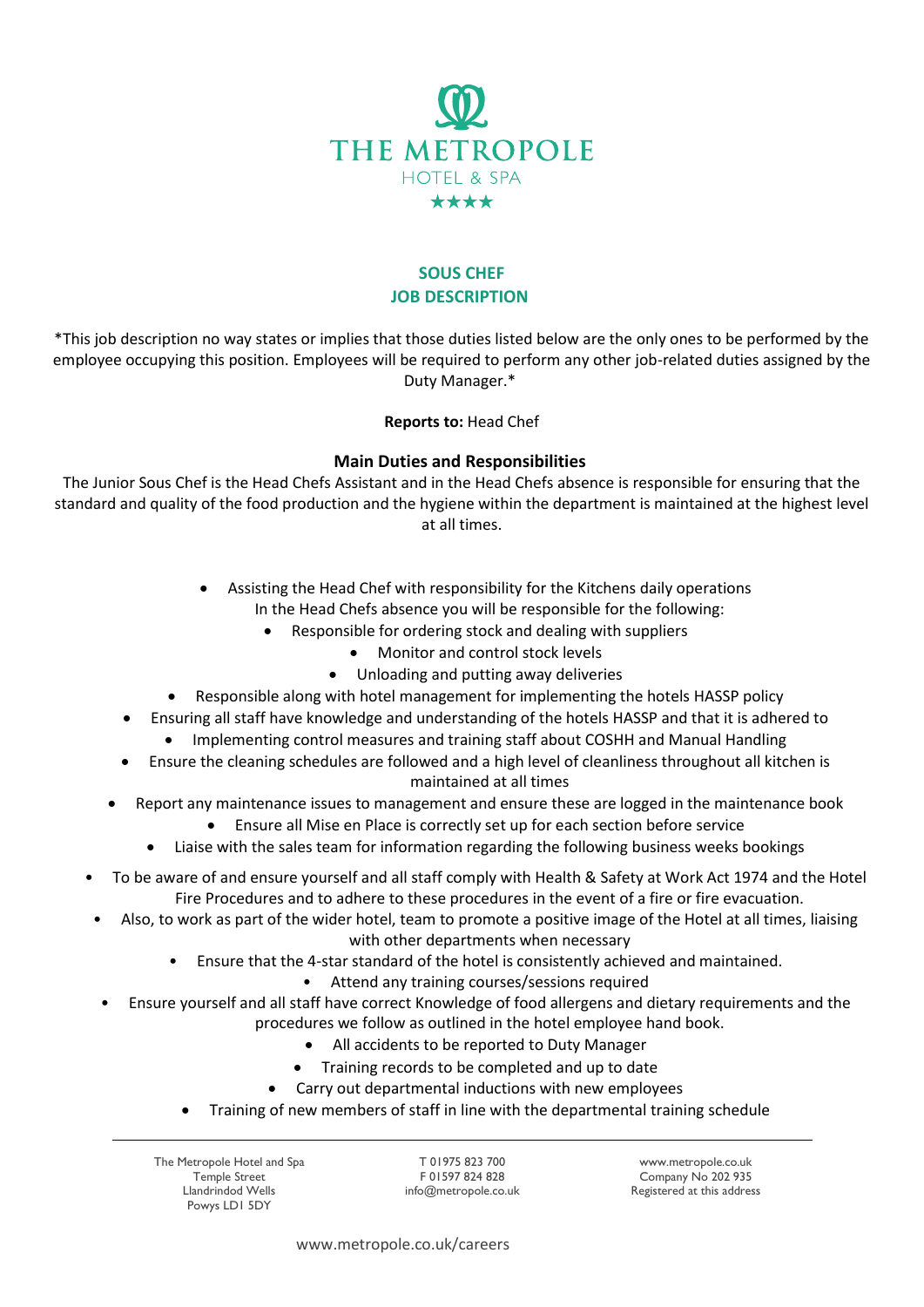# THE METROPOLE

HOTEL & SPA

★★★★

## SOUS CHEF
## JOB DESCRIPTION

*This job description no way states or implies that those duties listed below are the only ones to be performed by the employee occupying this position. Employees will be required to perform any other job-related duties assigned by the Duty Manager.*

**Reports to:** Head Chef

### Main Duties and Responsibilities

The Junior Sous Chef is the Head Chefs Assistant and in the Head Chefs absence is responsible for ensuring that the standard and quality of the food production and the hygiene within the department is maintained at the highest level at all times.

- Assisting the Head Chef with responsibility for the Kitchens daily operations
  In the Head Chefs absence you will be responsible for the following:
  - Responsible for ordering stock and dealing with suppliers
  - Monitor and control stock levels
  - Unloading and putting away deliveries
- Responsible along with hotel management for implementing the hotels HASSP policy
- Ensuring all staff have knowledge and understanding of the hotels HASSP and that it is adhered to
- Implementing control measures and training staff about COSHH and Manual Handling
- Ensure the cleaning schedules are followed and a high level of cleanliness throughout all kitchen is maintained at all times
- Report any maintenance issues to management and ensure these are logged in the maintenance book
- Ensure all Mise en Place is correctly set up for each section before service
- Liaise with the sales team for information regarding the following business weeks bookings
- To be aware of and ensure yourself and all staff comply with Health & Safety at Work Act 1974 and the Hotel Fire Procedures and to adhere to these procedures in the event of a fire or fire evacuation.
- Also, to work as part of the wider hotel, team to promote a positive image of the Hotel at all times, liaising with other departments when necessary
- Ensure that the 4-star standard of the hotel is consistently achieved and maintained.
- Attend any training courses/sessions required
- Ensure yourself and all staff have correct Knowledge of food allergens and dietary requirements and the procedures we follow as outlined in the hotel employee hand book.
- All accidents to be reported to Duty Manager
- Training records to be completed and up to date
- Carry out departmental inductions with new employees
- Training of new members of staff in line with the departmental training schedule

---

The Metropole Hotel and Spa
Temple Street
Llandrindod Wells
Powys LD1 5DY

T 01975 823 700
F 01597 824 828
info@metropole.co.uk

www.metropole.co.uk
Company No 202 935
Registered at this address

www.metropole.co.uk/careers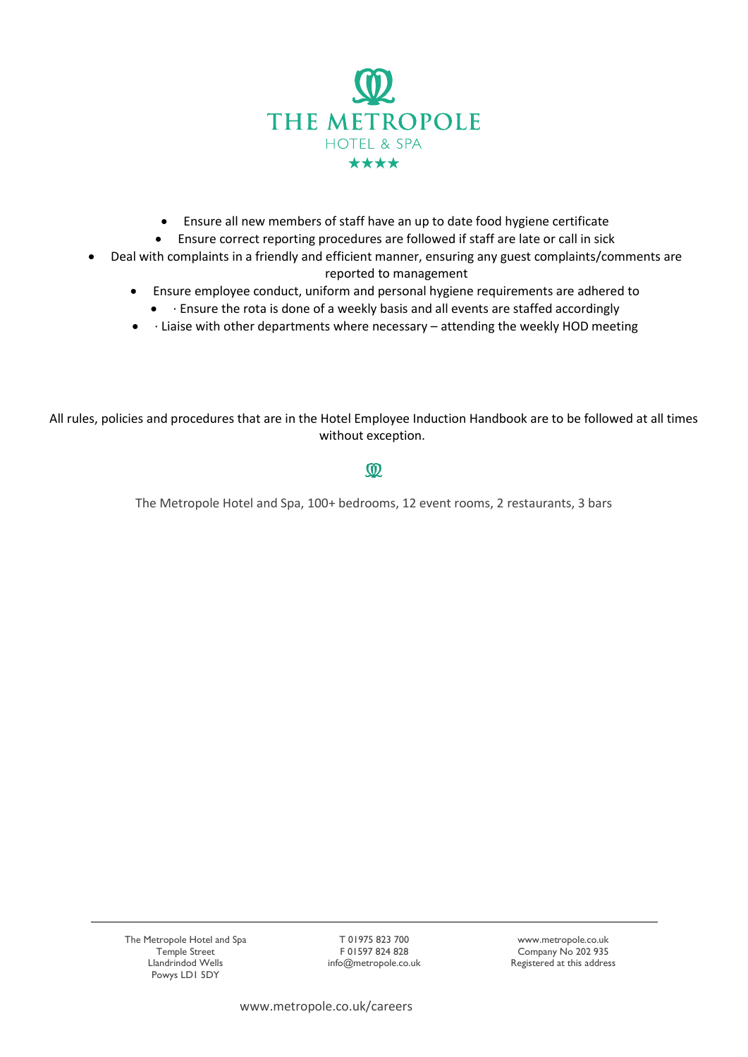# THE METROPOLE

HOTEL & SPA

★★★★

- Ensure all new members of staff have an up to date food hygiene certificate
- Ensure correct reporting procedures are followed if staff are late or call in sick
- Deal with complaints in a friendly and efficient manner, ensuring any guest complaints/comments are reported to management
- Ensure employee conduct, uniform and personal hygiene requirements are adhered to
- · Ensure the rota is done of a weekly basis and all events are staffed accordingly
- · Liaise with other departments where necessary – attending the weekly HOD meeting

All rules, policies and procedures that are in the Hotel Employee Induction Handbook are to be followed at all times without exception.

The Metropole Hotel and Spa, 100+ bedrooms, 12 event rooms, 2 restaurants, 3 bars

---

The Metropole Hotel and Spa
Temple Street
Llandrindod Wells
Powys LD1 5DY

T 01975 823 700
F 01597 824 828
info@metropole.co.uk

www.metropole.co.uk
Company No 202 935
Registered at this address

www.metropole.co.uk/careers